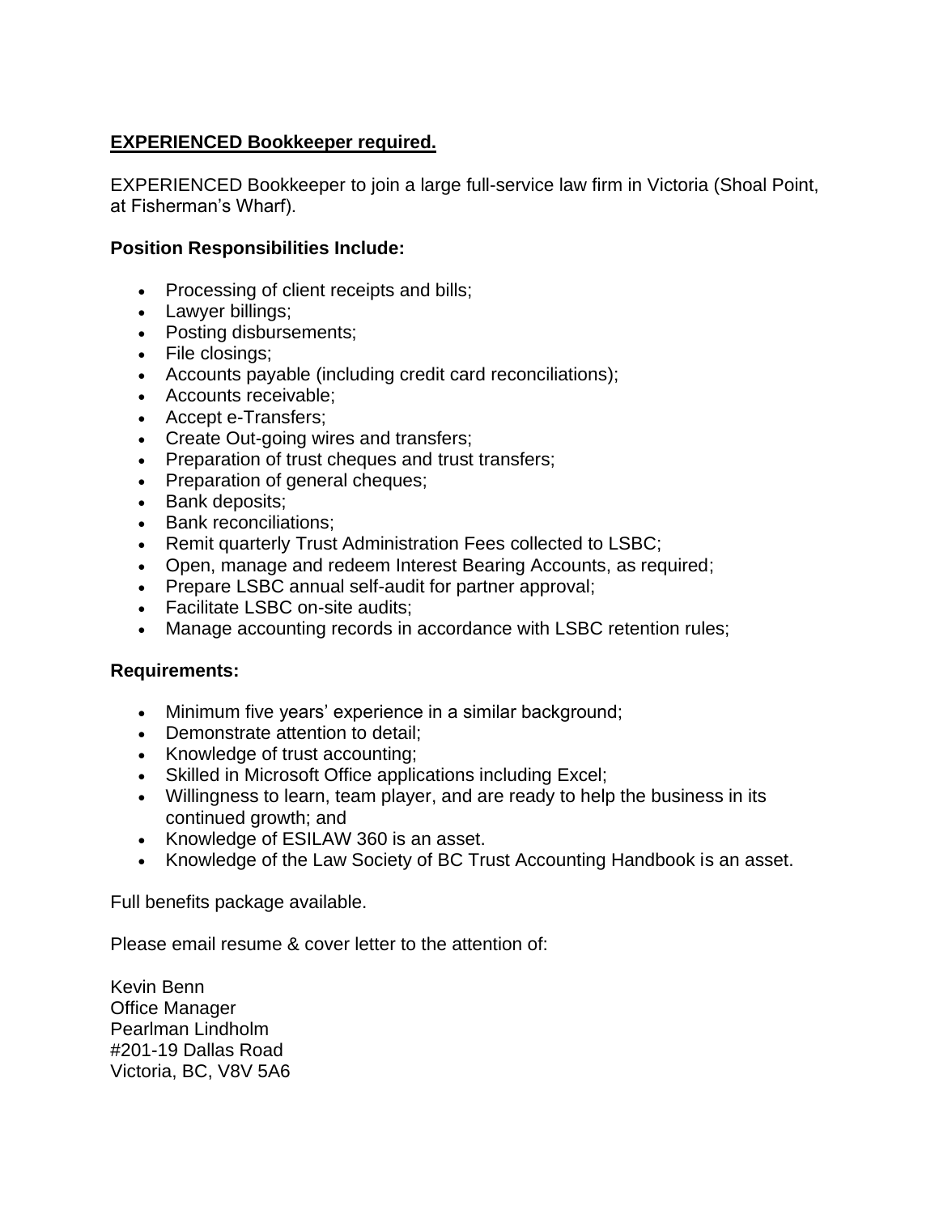**<u>EXPERIENCED Bookkeeper required.</u>**

EXPERIENCED Bookkeeper to join a large full-service law firm in Victoria (Shoal Point, at Fisherman's Wharf).

**Position Responsibilities Include:**

- Processing of client receipts and bills;
- Lawyer billings;
- Posting disbursements;
- File closings;
- Accounts payable (including credit card reconciliations);
- Accounts receivable;
- Accept e-Transfers;
- Create Out-going wires and transfers;
- Preparation of trust cheques and trust transfers;
- Preparation of general cheques;
- Bank deposits;
- Bank reconciliations;
- Remit quarterly Trust Administration Fees collected to LSBC;
- Open, manage and redeem Interest Bearing Accounts, as required;
- Prepare LSBC annual self-audit for partner approval;
- Facilitate LSBC on-site audits;
- Manage accounting records in accordance with LSBC retention rules;

**Requirements:**

- Minimum five years' experience in a similar background;
- Demonstrate attention to detail;
- Knowledge of trust accounting;
- Skilled in Microsoft Office applications including Excel;
- Willingness to learn, team player, and are ready to help the business in its continued growth; and
- Knowledge of ESILAW 360 is an asset.
- Knowledge of the Law Society of BC Trust Accounting Handbook is an asset.

Full benefits package available.

Please email resume & cover letter to the attention of:

Kevin Benn
Office Manager
Pearlman Lindholm
#201-19 Dallas Road
Victoria, BC, V8V 5A6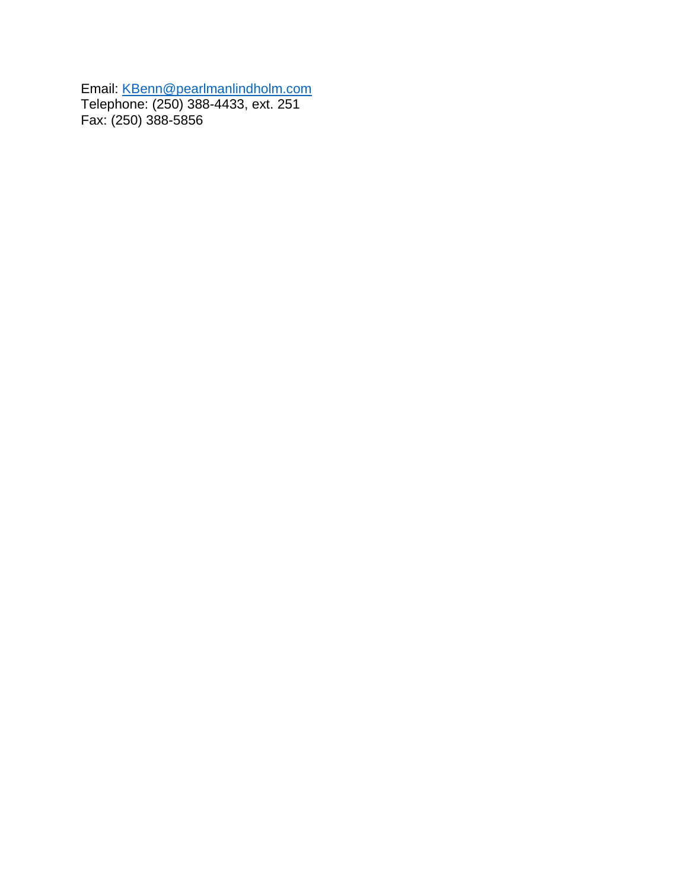Email: [KBenn@pearlmanlindholm.com](mailto:KBenn@pearlmanlindholm.com)
Telephone: (250) 388-4433, ext. 251
Fax: (250) 388-5856